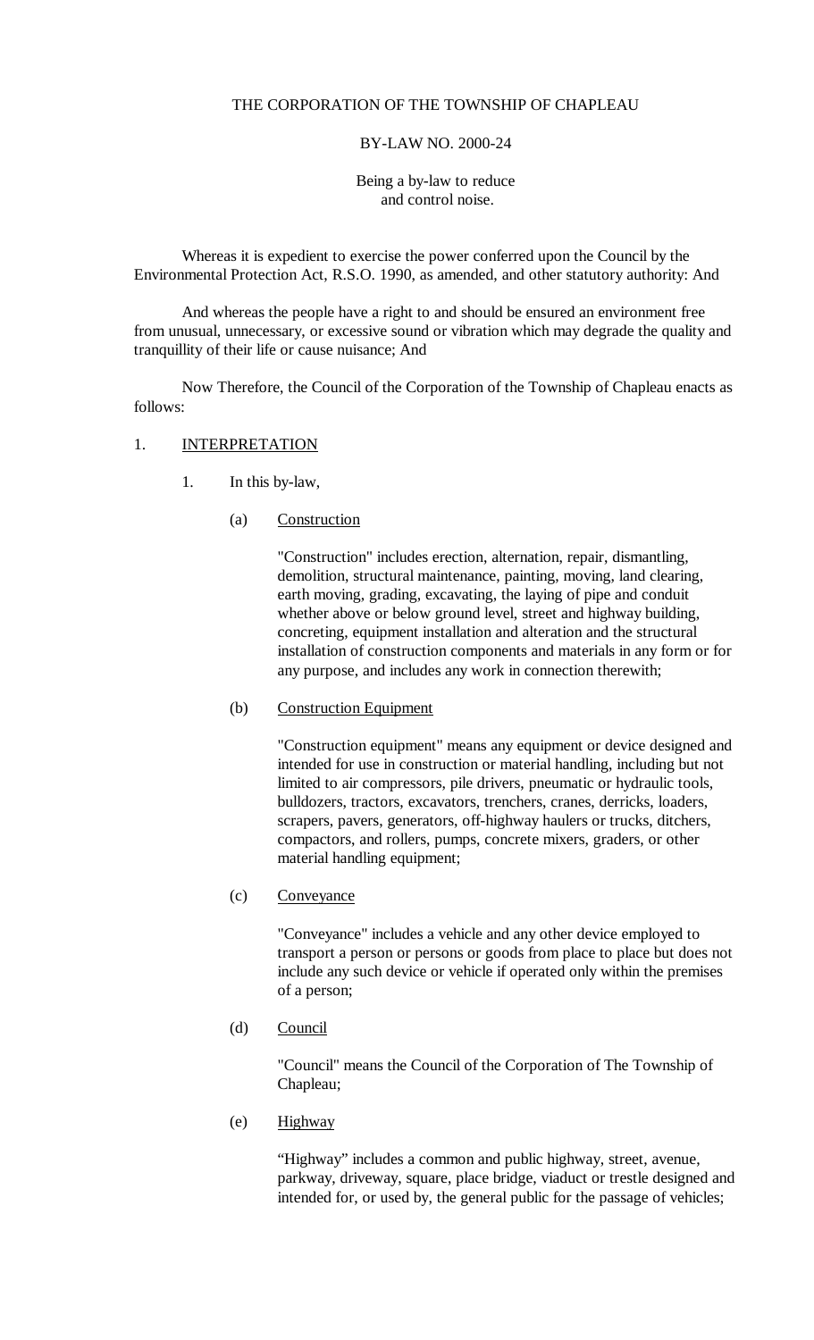THE CORPORATION OF THE TOWNSHIP OF CHAPLEAU

BY-LAW NO. 2000-24

Being a by-law to reduce and control noise.

Whereas it is expedient to exercise the power conferred upon the Council by the Environmental Protection Act, R.S.O. 1990, as amended, and other statutory authority: And

And whereas the people have a right to and should be ensured an environment free from unusual, unnecessary, or excessive sound or vibration which may degrade the quality and tranquillity of their life or cause nuisance; And

Now Therefore, the Council of the Corporation of the Township of Chapleau enacts as follows:

1. <u>INTERPRETATION</u>

   1. In this by-law,

      (a) <u>Construction</u>

      "Construction" includes erection, alternation, repair, dismantling, demolition, structural maintenance, painting, moving, land clearing, earth moving, grading, excavating, the laying of pipe and conduit whether above or below ground level, street and highway building, concreting, equipment installation and alteration and the structural installation of construction components and materials in any form or for any purpose, and includes any work in connection therewith;

      (b) <u>Construction Equipment</u>

      "Construction equipment" means any equipment or device designed and intended for use in construction or material handling, including but not limited to air compressors, pile drivers, pneumatic or hydraulic tools, bulldozers, tractors, excavators, trenchers, cranes, derricks, loaders, scrapers, pavers, generators, off-highway haulers or trucks, ditchers, compactors, and rollers, pumps, concrete mixers, graders, or other material handling equipment;

      (c) <u>Conveyance</u>

      "Conveyance" includes a vehicle and any other device employed to transport a person or persons or goods from place to place but does not include any such device or vehicle if operated only within the premises of a person;

      (d) <u>Council</u>

      "Council" means the Council of the Corporation of The Township of Chapleau;

      (e) <u>Highway</u>

      "Highway" includes a common and public highway, street, avenue, parkway, driveway, square, place bridge, viaduct or trestle designed and intended for, or used by, the general public for the passage of vehicles;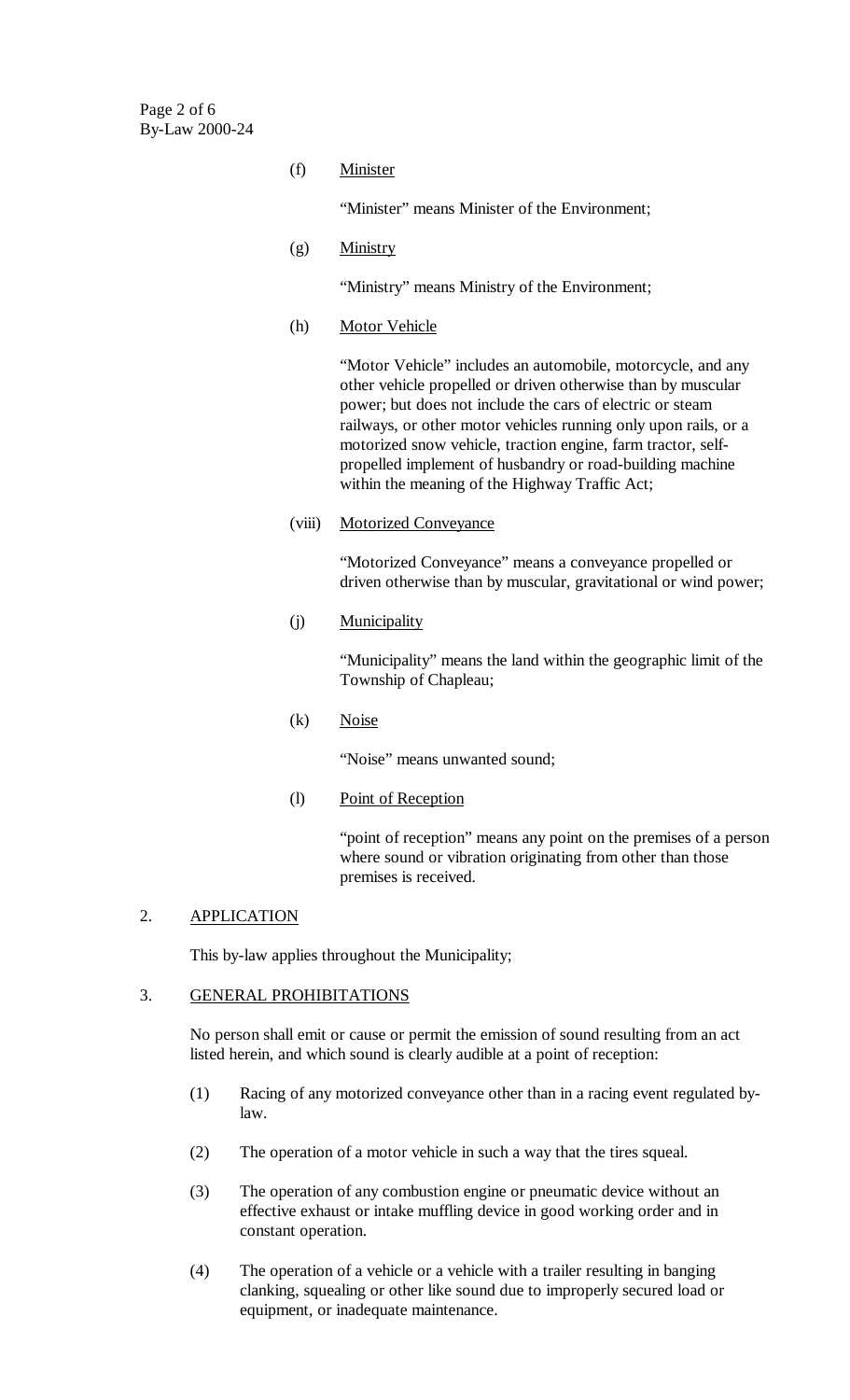(f) Minister

"Minister" means Minister of the Environment;

(g) Ministry

"Ministry" means Ministry of the Environment;

(h) Motor Vehicle

"Motor Vehicle" includes an automobile, motorcycle, and any other vehicle propelled or driven otherwise than by muscular power; but does not include the cars of electric or steam railways, or other motor vehicles running only upon rails, or a motorized snow vehicle, traction engine, farm tractor, self-propelled implement of husbandry or road-building machine within the meaning of the Highway Traffic Act;

(viii) Motorized Conveyance

"Motorized Conveyance" means a conveyance propelled or driven otherwise than by muscular, gravitational or wind power;

(j) Municipality

"Municipality" means the land within the geographic limit of the Township of Chapleau;

(k) Noise

"Noise" means unwanted sound;

(l) Point of Reception

"point of reception" means any point on the premises of a person where sound or vibration originating from other than those premises is received.

## 2. APPLICATION

This by-law applies throughout the Municipality;

## 3. GENERAL PROHIBITATIONS

No person shall emit or cause or permit the emission of sound resulting from an act listed herein, and which sound is clearly audible at a point of reception:

(1) Racing of any motorized conveyance other than in a racing event regulated by-law.

(2) The operation of a motor vehicle in such a way that the tires squeal.

(3) The operation of any combustion engine or pneumatic device without an effective exhaust or intake muffling device in good working order and in constant operation.

(4) The operation of a vehicle or a vehicle with a trailer resulting in banging clanking, squealing or other like sound due to improperly secured load or equipment, or inadequate maintenance.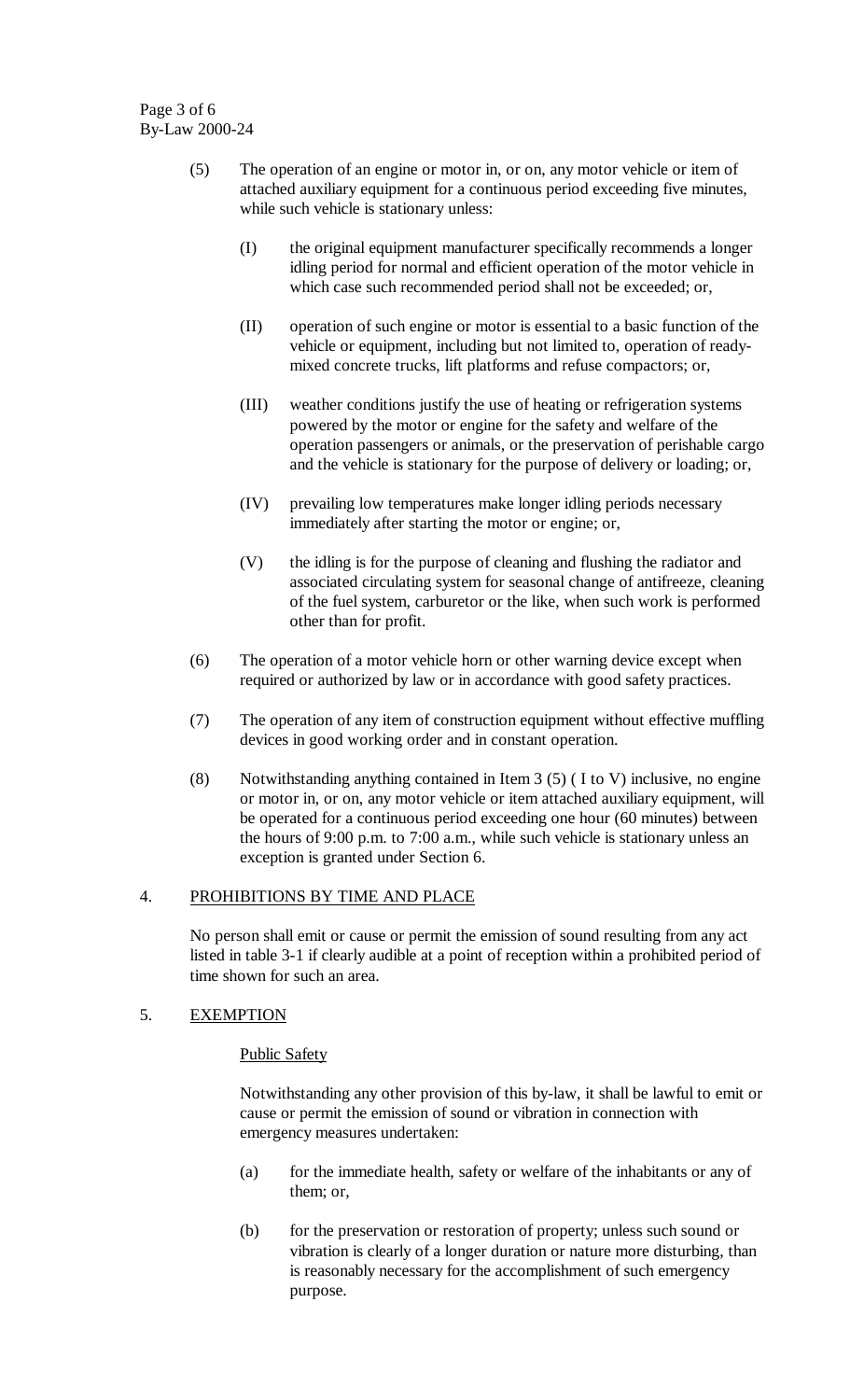(5) The operation of an engine or motor in, or on, any motor vehicle or item of attached auxiliary equipment for a continuous period exceeding five minutes, while such vehicle is stationary unless:

   (I) the original equipment manufacturer specifically recommends a longer idling period for normal and efficient operation of the motor vehicle in which case such recommended period shall not be exceeded; or,

   (II) operation of such engine or motor is essential to a basic function of the vehicle or equipment, including but not limited to, operation of ready-mixed concrete trucks, lift platforms and refuse compactors; or,

   (III) weather conditions justify the use of heating or refrigeration systems powered by the motor or engine for the safety and welfare of the operation passengers or animals, or the preservation of perishable cargo and the vehicle is stationary for the purpose of delivery or loading; or,

   (IV) prevailing low temperatures make longer idling periods necessary immediately after starting the motor or engine; or,

   (V) the idling is for the purpose of cleaning and flushing the radiator and associated circulating system for seasonal change of antifreeze, cleaning of the fuel system, carburetor or the like, when such work is performed other than for profit.

(6) The operation of a motor vehicle horn or other warning device except when required or authorized by law or in accordance with good safety practices.

(7) The operation of any item of construction equipment without effective muffling devices in good working order and in constant operation.

(8) Notwithstanding anything contained in Item 3 (5) ( I to V) inclusive, no engine or motor in, or on, any motor vehicle or item attached auxiliary equipment, will be operated for a continuous period exceeding one hour (60 minutes) between the hours of 9:00 p.m. to 7:00 a.m., while such vehicle is stationary unless an exception is granted under Section 6.

## 4. PROHIBITIONS BY TIME AND PLACE

No person shall emit or cause or permit the emission of sound resulting from any act listed in table 3-1 if clearly audible at a point of reception within a prohibited period of time shown for such an area.

## 5. EXEMPTION

### Public Safety

Notwithstanding any other provision of this by-law, it shall be lawful to emit or cause or permit the emission of sound or vibration in connection with emergency measures undertaken:

(a) for the immediate health, safety or welfare of the inhabitants or any of them; or,

(b) for the preservation or restoration of property; unless such sound or vibration is clearly of a longer duration or nature more disturbing, than is reasonably necessary for the accomplishment of such emergency purpose.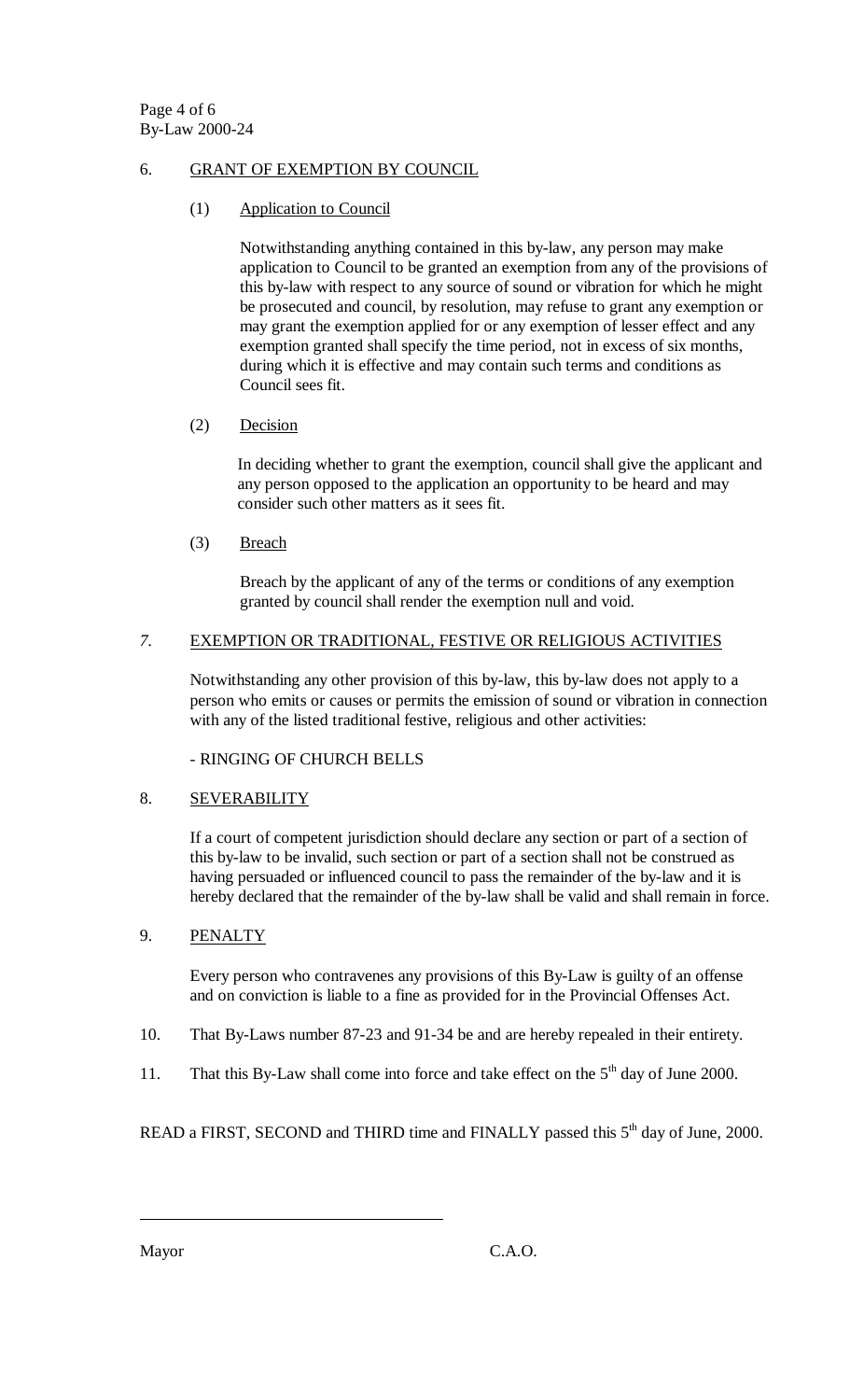6. GRANT OF EXEMPTION BY COUNCIL

(1) Application to Council

Notwithstanding anything contained in this by-law, any person may make application to Council to be granted an exemption from any of the provisions of this by-law with respect to any source of sound or vibration for which he might be prosecuted and council, by resolution, may refuse to grant any exemption or may grant the exemption applied for or any exemption of lesser effect and any exemption granted shall specify the time period, not in excess of six months, during which it is effective and may contain such terms and conditions as Council sees fit.

(2) Decision

In deciding whether to grant the exemption, council shall give the applicant and any person opposed to the application an opportunity to be heard and may consider such other matters as it sees fit.

(3) Breach

Breach by the applicant of any of the terms or conditions of any exemption granted by council shall render the exemption null and void.

*7.* EXEMPTION OR TRADITIONAL, FESTIVE OR RELIGIOUS ACTIVITIES

Notwithstanding any other provision of this by-law, this by-law does not apply to a person who emits or causes or permits the emission of sound or vibration in connection with any of the listed traditional festive, religious and other activities:

- RINGING OF CHURCH BELLS

8. SEVERABILITY

If a court of competent jurisdiction should declare any section or part of a section of this by-law to be invalid, such section or part of a section shall not be construed as having persuaded or influenced council to pass the remainder of the by-law and it is hereby declared that the remainder of the by-law shall be valid and shall remain in force.

9. PENALTY

Every person who contravenes any provisions of this By-Law is guilty of an offense and on conviction is liable to a fine as provided for in the Provincial Offenses Act.

10. That By-Laws number 87-23 and 91-34 be and are hereby repealed in their entirety.

11. That this By-Law shall come into force and take effect on the 5th day of June 2000.

READ a FIRST, SECOND and THIRD time and FINALLY passed this 5th day of June, 2000.

Mayor C.A.O.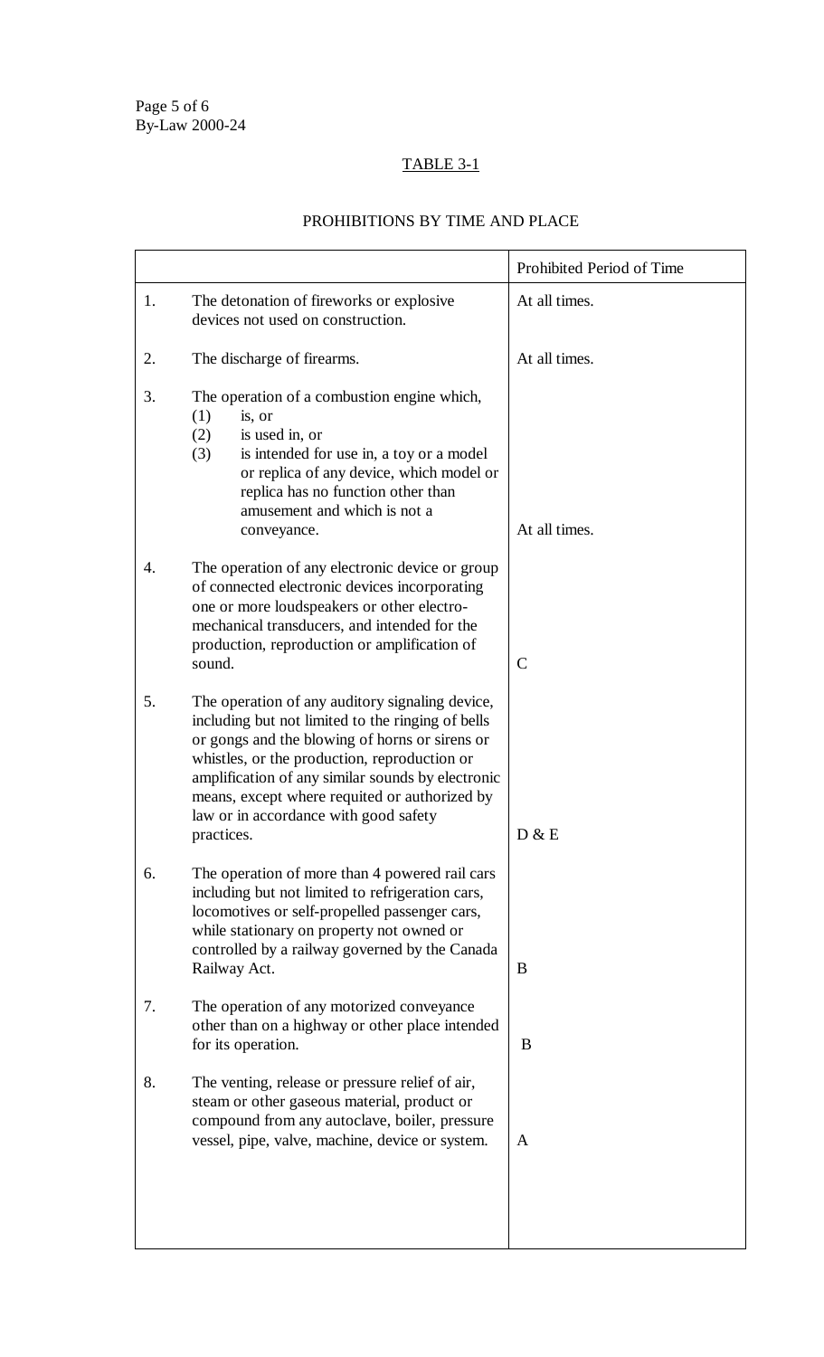## TABLE 3-1

### PROHIBITIONS BY TIME AND PLACE

| | | Prohibited Period of Time |
|---|---|---|
| 1. | The detonation of fireworks or explosive devices not used on construction. | At all times. |
| 2. | The discharge of firearms. | At all times. |
| 3. | The operation of a combustion engine which, (1) is, or (2) is used in, or (3) is intended for use in, a toy or a model or replica of any device, which model or replica has no function other than amusement and which is not a conveyance. | At all times. |
| 4. | The operation of any electronic device or group of connected electronic devices incorporating one or more loudspeakers or other electro-mechanical transducers, and intended for the production, reproduction or amplification of sound. | C |
| 5. | The operation of any auditory signaling device, including but not limited to the ringing of bells or gongs and the blowing of horns or sirens or whistles, or the production, reproduction or amplification of any similar sounds by electronic means, except where requited or authorized by law or in accordance with good safety practices. | D & E |
| 6. | The operation of more than 4 powered rail cars including but not limited to refrigeration cars, locomotives or self-propelled passenger cars, while stationary on property not owned or controlled by a railway governed by the Canada Railway Act. | B |
| 7. | The operation of any motorized conveyance other than on a highway or other place intended for its operation. | B |
| 8. | The venting, release or pressure relief of air, steam or other gaseous material, product or compound from any autoclave, boiler, pressure vessel, pipe, valve, machine, device or system. | A |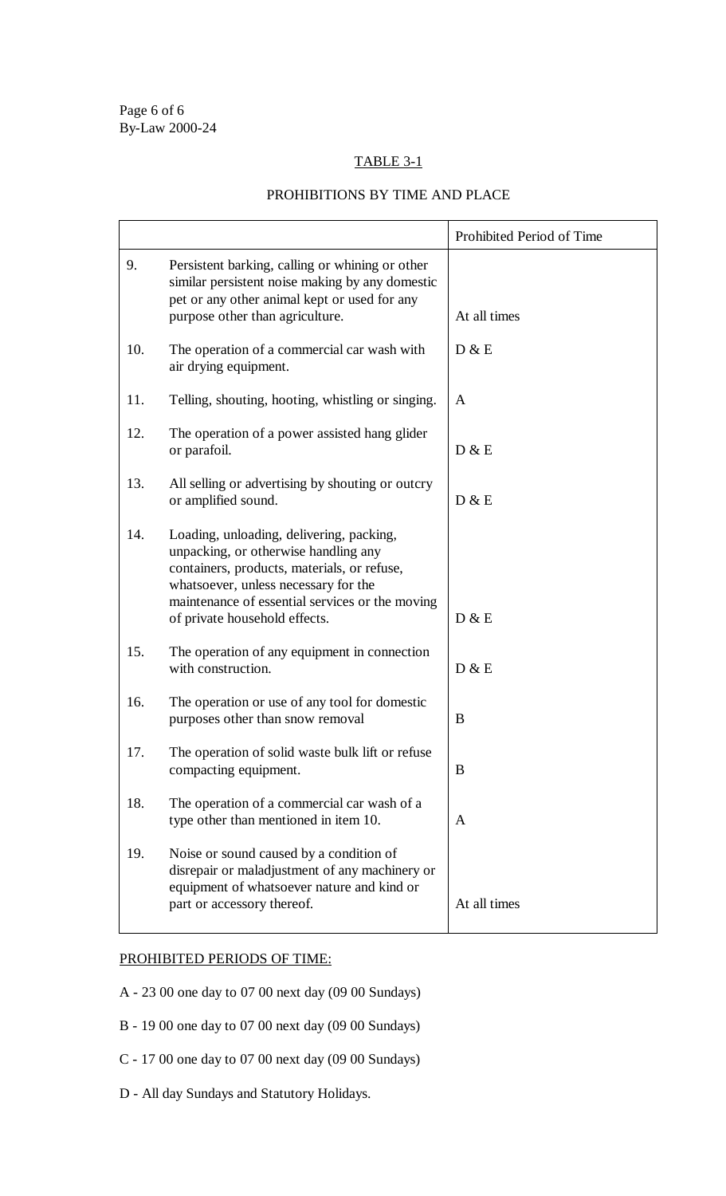## TABLE 3-1

### PROHIBITIONS BY TIME AND PLACE

| | | Prohibited Period of Time |
|---|---|---|
| 9. | Persistent barking, calling or whining or other similar persistent noise making by any domestic pet or any other animal kept or used for any purpose other than agriculture. | At all times |
| 10. | The operation of a commercial car wash with air drying equipment. | D & E |
| 11. | Telling, shouting, hooting, whistling or singing. | A |
| 12. | The operation of a power assisted hang glider or parafoil. | D & E |
| 13. | All selling or advertising by shouting or outcry or amplified sound. | D & E |
| 14. | Loading, unloading, delivering, packing, unpacking, or otherwise handling any containers, products, materials, or refuse, whatsoever, unless necessary for the maintenance of essential services or the moving of private household effects. | D & E |
| 15. | The operation of any equipment in connection with construction. | D & E |
| 16. | The operation or use of any tool for domestic purposes other than snow removal | B |
| 17. | The operation of solid waste bulk lift or refuse compacting equipment. | B |
| 18. | The operation of a commercial car wash of a type other than mentioned in item 10. | A |
| 19. | Noise or sound caused by a condition of disrepair or maladjustment of any machinery or equipment of whatsoever nature and kind or part or accessory thereof. | At all times |

PROHIBITED PERIODS OF TIME:

A - 23 00 one day to 07 00 next day (09 00 Sundays)

B - 19 00 one day to 07 00 next day (09 00 Sundays)

C - 17 00 one day to 07 00 next day (09 00 Sundays)

D - All day Sundays and Statutory Holidays.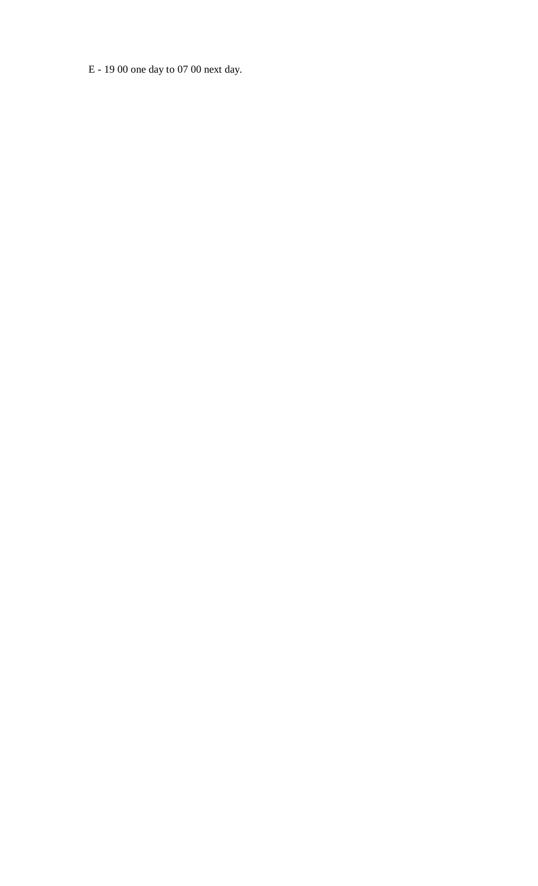E - 19 00 one day to 07 00 next day.